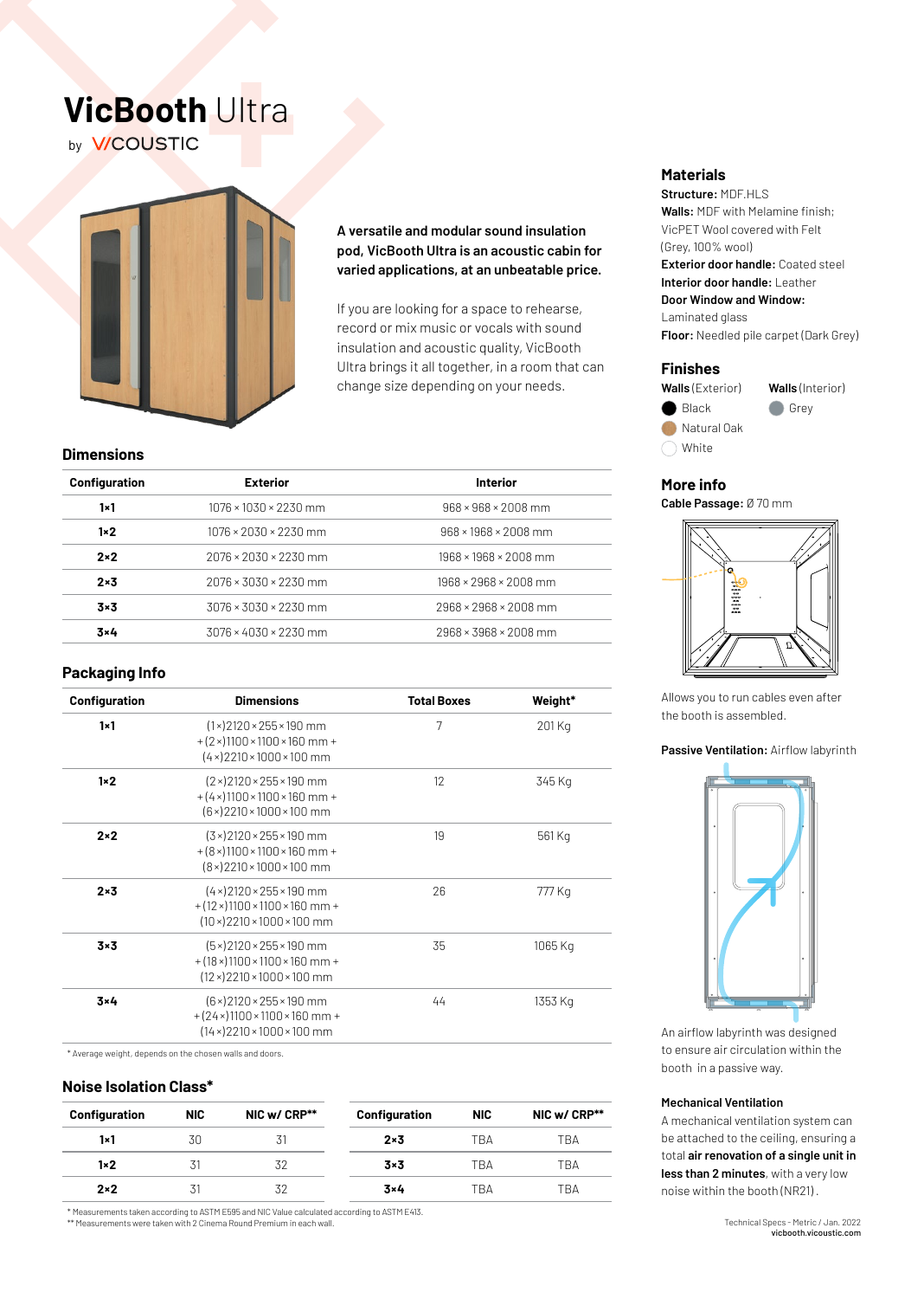# VicBooth Ultra

by V/COUSTIC

**A versatile and modular sound insulation pod, VicBooth Ultra is an acoustic cabin for varied applications, at an unbeatable price.**

If you are looking for a space to rehearse, record or mix music or vocals with sound insulation and acoustic quality, VicBooth Ultra brings it all together, in a room that can change size depending on your needs.

## Dimensions

| Configuration | Exterior | Interior |
|---|---|---|
| 1×1 | 1076 × 1030 × 2230 mm | 968 × 968 × 2008 mm |
| 1×2 | 1076 × 2030 × 2230 mm | 968 × 1968 × 2008 mm |
| 2×2 | 2076 × 2030 × 2230 mm | 1968 × 1968 × 2008 mm |
| 2×3 | 2076 × 3030 × 2230 mm | 1968 × 2968 × 2008 mm |
| 3×3 | 3076 × 3030 × 2230 mm | 2968 × 2968 × 2008 mm |
| 3×4 | 3076 × 4030 × 2230 mm | 2968 × 3968 × 2008 mm |

## Packaging Info

| Configuration | Dimensions | Total Boxes | Weight* |
|---|---|---|---|
| 1×1 | (1×)2120×255×190 mm + (2×)1100×1100×160 mm + (4×)2210×1000×100 mm | 7 | 201 Kg |
| 1×2 | (2×)2120×255×190 mm + (4×)1100×1100×160 mm + (6×)2210×1000×100 mm | 12 | 345 Kg |
| 2×2 | (3×)2120×255×190 mm + (8×)1100×1100×160 mm + (8×)2210×1000×100 mm | 19 | 561 Kg |
| 2×3 | (4×)2120×255×190 mm + (12×)1100×1100×160 mm + (10×)2210×1000×100 mm | 26 | 777 Kg |
| 3×3 | (5×)2120×255×190 mm + (18×)1100×1100×160 mm + (12×)2210×1000×100 mm | 35 | 1065 Kg |
| 3×4 | (6×)2120×255×190 mm + (24×)1100×1100×160 mm + (14×)2210×1000×100 mm | 44 | 1353 Kg |

\* Average weight, depends on the chosen walls and doors.

## Noise Isolation Class*

| Configuration | NIC | NIC w/ CRP** |
|---|---|---|
| 1×1 | 30 | 31 |
| 1×2 | 31 | 32 |
| 2×2 | 31 | 32 |
| 2×3 | TBA | TBA |
| 3×3 | TBA | TBA |
| 3×4 | TBA | TBA |

\* Measurements taken according to ASTM E595 and NIC Value calculated according to ASTM E413.
\*\* Measurements were taken with 2 Cinema Round Premium in each wall.

## Materials

**Structure:** MDF.HLS
**Walls:** MDF with Melamine finish; VicPET Wool covered with Felt (Grey, 100% wool)
**Exterior door handle:** Coated steel
**Interior door handle:** Leather
**Door Window and Window:** Laminated glass
**Floor:** Needled pile carpet (Dark Grey)

## Finishes

**Walls** (Exterior)
- Black
- Natural Oak
- White

**Walls** (Interior)
- Grey

## More info

**Cable Passage:** Ø 70 mm

Allows you to run cables even after the booth is assembled.

**Passive Ventilation:** Airflow labyrinth

An airflow labyrinth was designed to ensure air circulation within the booth in a passive way.

**Mechanical Ventilation**

A mechanical ventilation system can be attached to the ceiling, ensuring a total **air renovation of a single unit in less than 2 minutes**, with a very low noise within the booth (NR21).

Technical Specs - Metric / Jan. 2022
vicbooth.vicoustic.com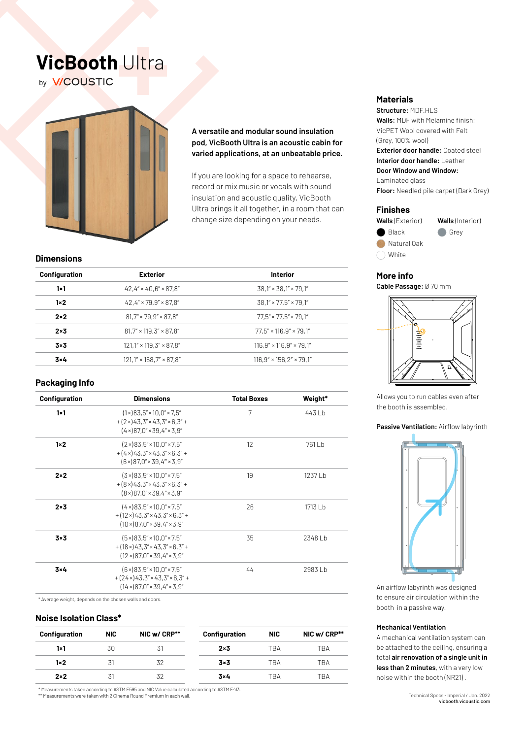# VicBooth Ultra

by V/COUSTIC

**A versatile and modular sound insulation pod, VicBooth Ultra is an acoustic cabin for varied applications, at an unbeatable price.**

If you are looking for a space to rehearse, record or mix music or vocals with sound insulation and acoustic quality, VicBooth Ultra brings it all together, in a room that can change size depending on your needs.

## Dimensions

| Configuration | Exterior | Interior |
|---|---|---|
| 1×1 | 42,4" × 40,6" × 87,8" | 38,1" × 38,1" × 79,1" |
| 1×2 | 42,4" × 79,9" × 87,8" | 38,1" × 77,5" × 79,1" |
| 2×2 | 81,7" × 79,9" × 87,8" | 77,5" × 77,5" × 79,1" |
| 2×3 | 81,7" × 119,3" × 87,8" | 77,5" × 116,9" × 79,1" |
| 3×3 | 121,1" × 119,3" × 87,8" | 116,9" × 116,9" × 79,1" |
| 3×4 | 121,1" × 158,7" × 87,8" | 116,9" × 156,2" × 79,1" |

## Packaging Info

| Configuration | Dimensions | Total Boxes | Weight* |
|---|---|---|---|
| 1×1 | (1×)83,5"×10,0"×7,5" +(2×)43,3"×43,3"×6,3" + (4×)87,0"×39,4"×3,9" | 7 | 443 Lb |
| 1×2 | (2×)83,5"×10,0"×7,5" +(4×)43,3"×43,3"×6,3" + (6×)87,0"×39,4"×3,9" | 12 | 761 Lb |
| 2×2 | (3×)83,5"×10,0"×7,5" +(8×)43,3"×43,3"×6,3" + (8×)87,0"×39,4"×3,9" | 19 | 1237 Lb |
| 2×3 | (4×)83,5"×10,0"×7,5" +(12×)43,3"×43,3"×6,3" + (10×)87,0"×39,4"×3,9" | 26 | 1713 Lb |
| 3×3 | (5×)83,5"×10,0"×7,5" +(18×)43,3"×43,3"×6,3" + (12×)87,0"×39,4"×3,9" | 35 | 2348 Lb |
| 3×4 | (6×)83,5"×10,0"×7,5" +(24×)43,3"×43,3"×6,3" + (14×)87,0"×39,4"×3,9" | 44 | 2983 Lb |

\* Average weight, depends on the chosen walls and doors.

## Noise Isolation Class*

| Configuration | NIC | NIC w/ CRP** |
|---|---|---|
| 1×1 | 30 | 31 |
| 1×2 | 31 | 32 |
| 2×2 | 31 | 32 |
| 2×3 | TBA | TBA |
| 3×3 | TBA | TBA |
| 3×4 | TBA | TBA |

\* Measurements taken according to ASTM E595 and NIC Value calculated according to ASTM E413.
\*\* Measurements were taken with 2 Cinema Round Premium in each wall.

## Materials

**Structure:** MDF.HLS
**Walls:** MDF with Melamine finish; VicPET Wool covered with Felt (Grey, 100% wool)
**Exterior door handle:** Coated steel
**Interior door handle:** Leather
**Door Window and Window:** Laminated glass
**Floor:** Needled pile carpet (Dark Grey)

## Finishes

**Walls** (Exterior)
- Black
- Natural Oak
- White

**Walls** (Interior)
- Grey

## More info

**Cable Passage:** Ø 70 mm

Allows you to run cables even after the booth is assembled.

**Passive Ventilation:** Airflow labyrinth

An airflow labyrinth was designed to ensure air circulation within the booth in a passive way.

**Mechanical Ventilation**

A mechanical ventilation system can be attached to the ceiling, ensuring a total **air renovation of a single unit in less than 2 minutes**, with a very low noise within the booth (NR21).

Technical Specs - Imperial / Jan. 2022
vicbooth.vicoustic.com